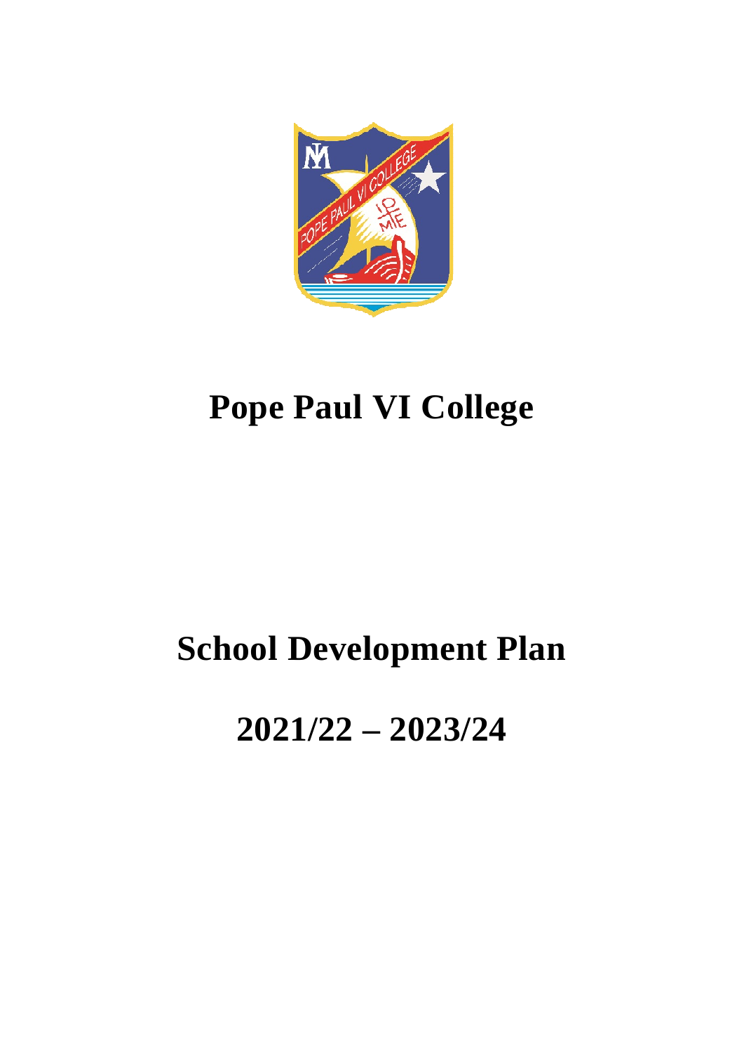# Pope Paul VI College

# School Development Plan

# 2021/22 – 2023/24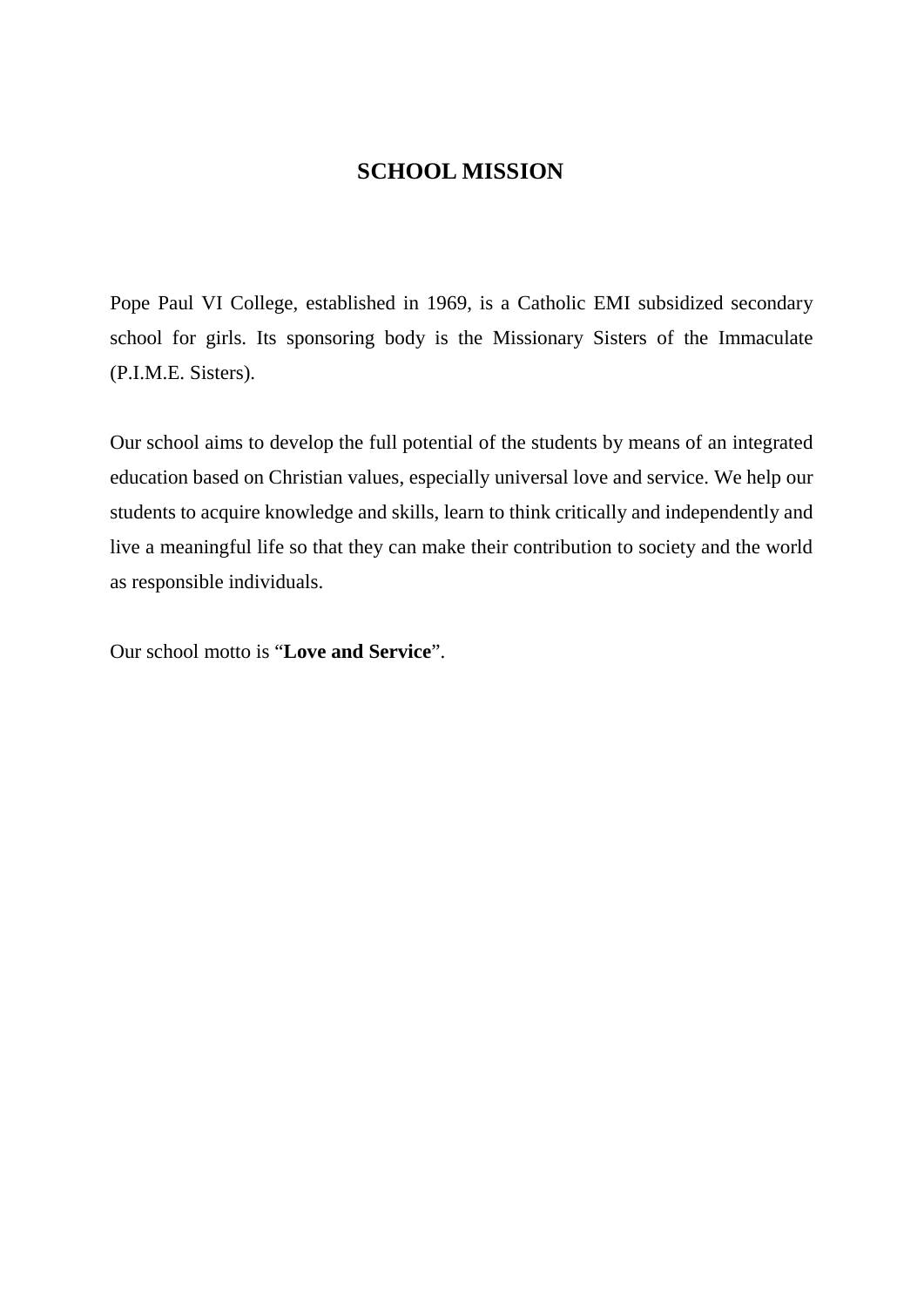# SCHOOL MISSION

Pope Paul VI College, established in 1969, is a Catholic EMI subsidized secondary school for girls. Its sponsoring body is the Missionary Sisters of the Immaculate (P.I.M.E. Sisters).

Our school aims to develop the full potential of the students by means of an integrated education based on Christian values, especially universal love and service. We help our students to acquire knowledge and skills, learn to think critically and independently and live a meaningful life so that they can make their contribution to society and the world as responsible individuals.

Our school motto is "**Love and Service**".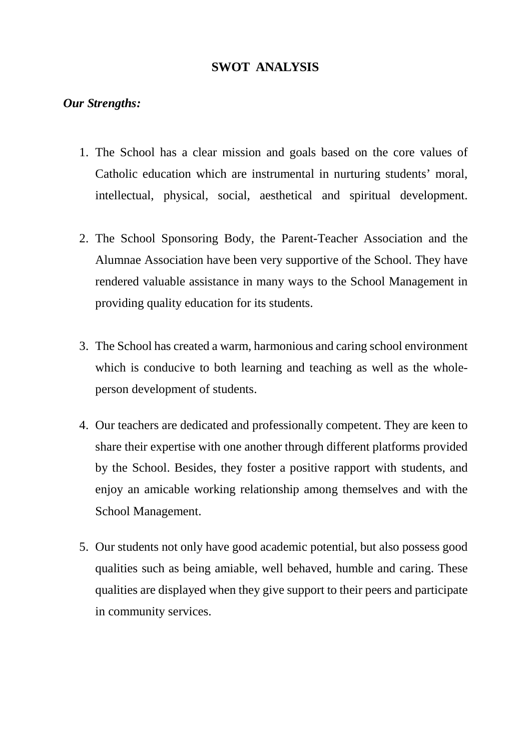# SWOT ANALYSIS

***Our Strengths:***

1. The School has a clear mission and goals based on the core values of Catholic education which are instrumental in nurturing students' moral, intellectual, physical, social, aesthetical and spiritual development.

2. The School Sponsoring Body, the Parent-Teacher Association and the Alumnae Association have been very supportive of the School. They have rendered valuable assistance in many ways to the School Management in providing quality education for its students.

3. The School has created a warm, harmonious and caring school environment which is conducive to both learning and teaching as well as the whole-person development of students.

4. Our teachers are dedicated and professionally competent. They are keen to share their expertise with one another through different platforms provided by the School. Besides, they foster a positive rapport with students, and enjoy an amicable working relationship among themselves and with the School Management.

5. Our students not only have good academic potential, but also possess good qualities such as being amiable, well behaved, humble and caring. These qualities are displayed when they give support to their peers and participate in community services.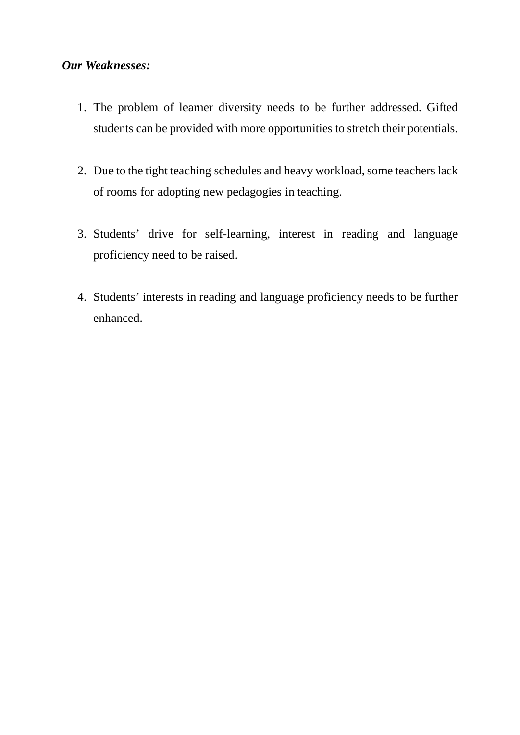***Our Weaknesses:***

1. The problem of learner diversity needs to be further addressed. Gifted students can be provided with more opportunities to stretch their potentials.

2. Due to the tight teaching schedules and heavy workload, some teachers lack of rooms for adopting new pedagogies in teaching.

3. Students' drive for self-learning, interest in reading and language proficiency need to be raised.

4. Students' interests in reading and language proficiency needs to be further enhanced.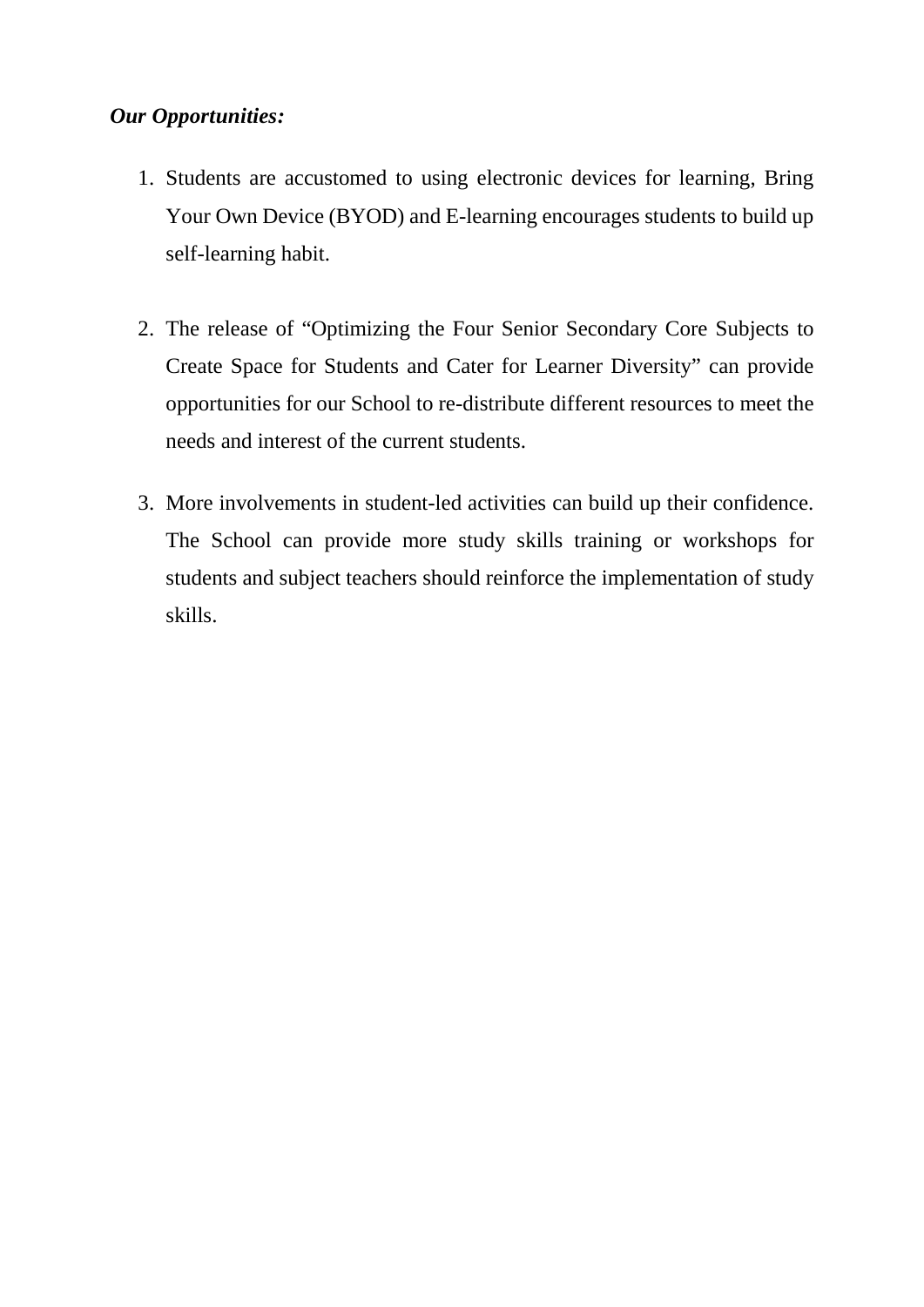***Our Opportunities:***

1. Students are accustomed to using electronic devices for learning, Bring Your Own Device (BYOD) and E-learning encourages students to build up self-learning habit.

2. The release of “Optimizing the Four Senior Secondary Core Subjects to Create Space for Students and Cater for Learner Diversity” can provide opportunities for our School to re-distribute different resources to meet the needs and interest of the current students.

3. More involvements in student-led activities can build up their confidence. The School can provide more study skills training or workshops for students and subject teachers should reinforce the implementation of study skills.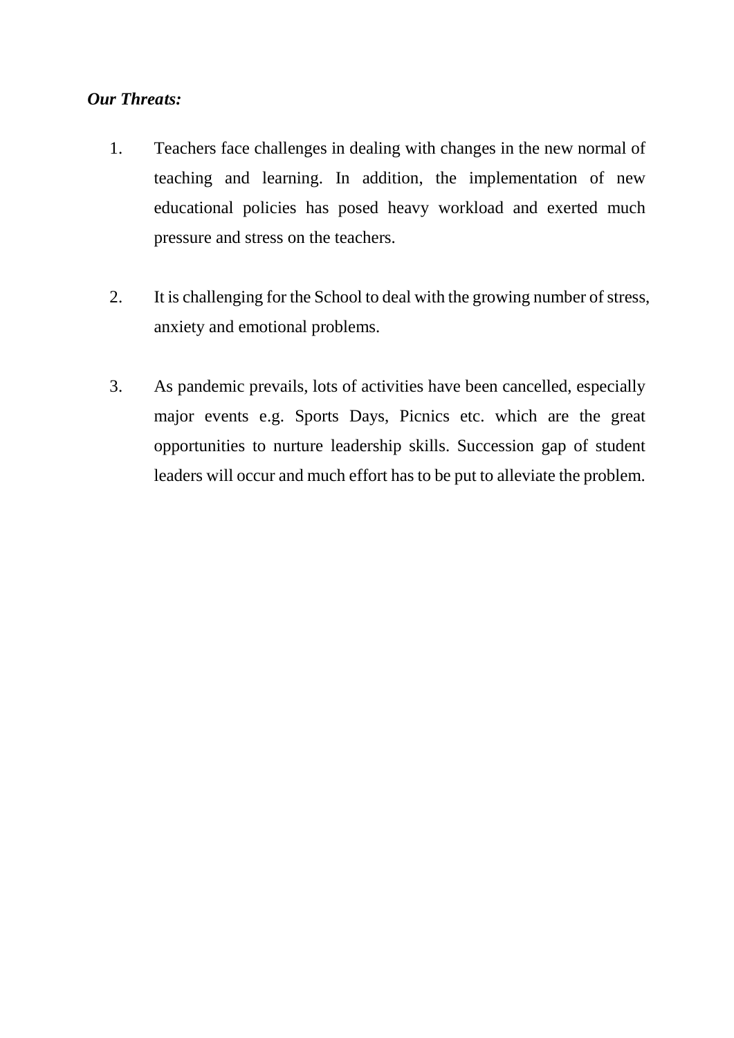***Our Threats:***

1. Teachers face challenges in dealing with changes in the new normal of teaching and learning. In addition, the implementation of new educational policies has posed heavy workload and exerted much pressure and stress on the teachers.

2. It is challenging for the School to deal with the growing number of stress, anxiety and emotional problems.

3. As pandemic prevails, lots of activities have been cancelled, especially major events e.g. Sports Days, Picnics etc. which are the great opportunities to nurture leadership skills. Succession gap of student leaders will occur and much effort has to be put to alleviate the problem.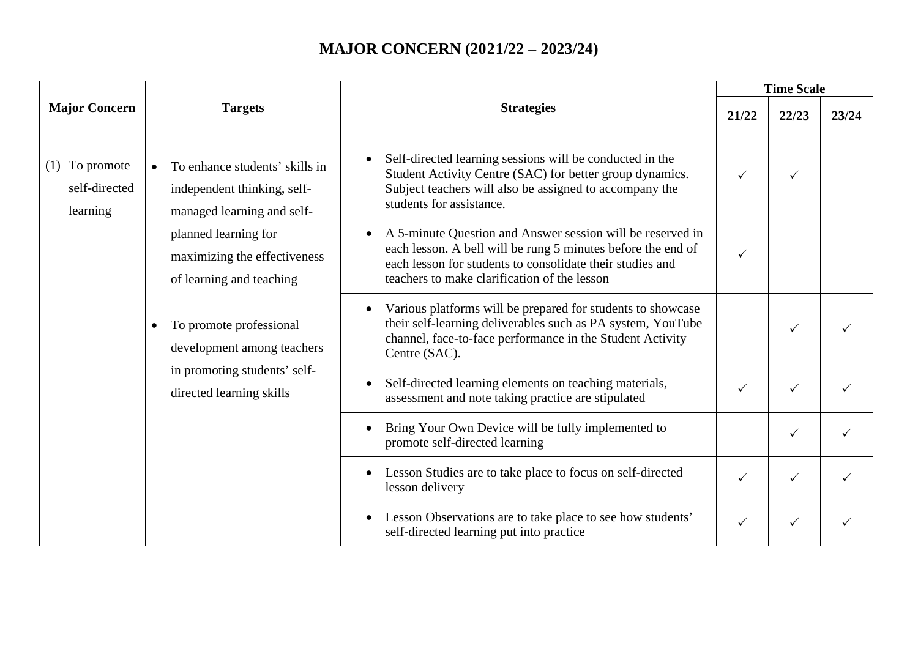# MAJOR CONCERN (2021/22 – 2023/24)

| Major Concern | Targets | Strategies | Time Scale | | |
|---|---|---|---|---|---|
| | | | 21/22 | 22/23 | 23/24 |
| (1) To promote self-directed learning | • To enhance students' skills in independent thinking, self-managed learning and self-planned learning for maximizing the effectiveness of learning and teaching<br><br>• To promote professional development among teachers in promoting students' self-directed learning skills | • Self-directed learning sessions will be conducted in the Student Activity Centre (SAC) for better group dynamics. Subject teachers will also be assigned to accompany the students for assistance. | ✓ | ✓ | |
| | | • A 5-minute Question and Answer session will be reserved in each lesson. A bell will be rung 5 minutes before the end of each lesson for students to consolidate their studies and teachers to make clarification of the lesson | ✓ | | |
| | | • Various platforms will be prepared for students to showcase their self-learning deliverables such as PA system, YouTube channel, face-to-face performance in the Student Activity Centre (SAC). | | ✓ | ✓ |
| | | • Self-directed learning elements on teaching materials, assessment and note taking practice are stipulated | ✓ | ✓ | ✓ |
| | | • Bring Your Own Device will be fully implemented to promote self-directed learning | | ✓ | ✓ |
| | | • Lesson Studies are to take place to focus on self-directed lesson delivery | ✓ | ✓ | ✓ |
| | | • Lesson Observations are to take place to see how students' self-directed learning put into practice | ✓ | ✓ | ✓ |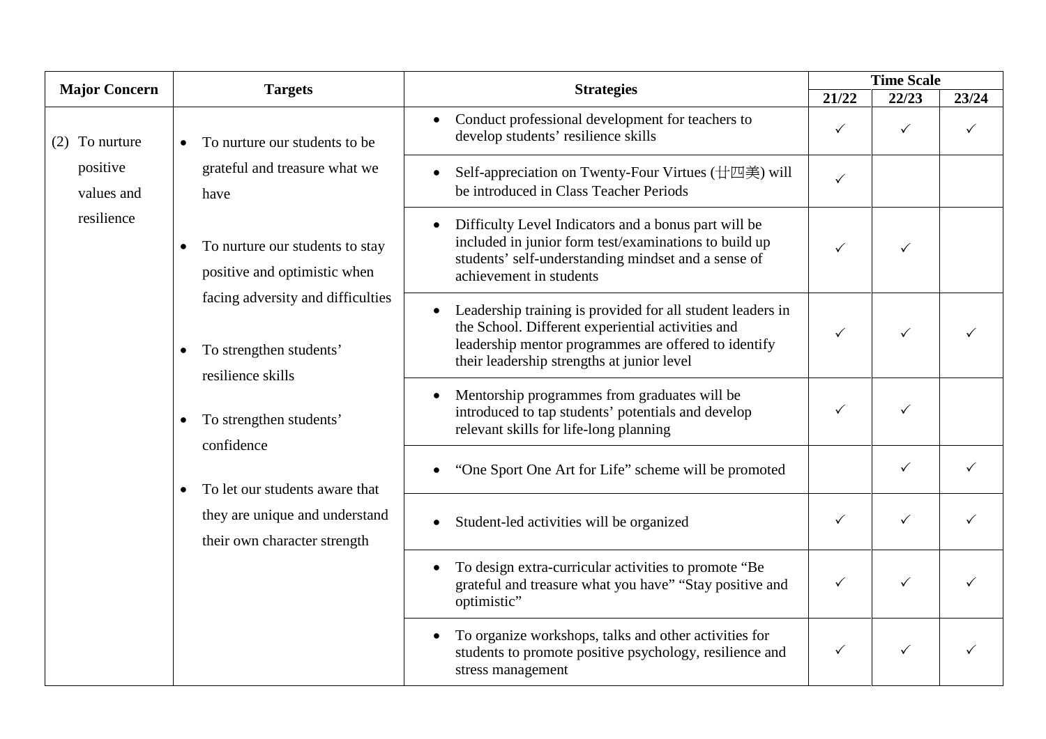| Major Concern | Targets | Strategies | Time Scale | | |
|---|---|---|---|---|---|
| | | | 21/22 | 22/23 | 23/24 |
| (2) To nurture positive values and resilience | • To nurture our students to be grateful and treasure what we have<br>• To nurture our students to stay positive and optimistic when facing adversity and difficulties<br>• To strengthen students' resilience skills<br>• To strengthen students' confidence<br>• To let our students aware that they are unique and understand their own character strength | • Conduct professional development for teachers to develop students' resilience skills | ✓ | ✓ | ✓ |
| | | • Self-appreciation on Twenty-Four Virtues (廿四美) will be introduced in Class Teacher Periods | ✓ | | |
| | | • Difficulty Level Indicators and a bonus part will be included in junior form test/examinations to build up students' self-understanding mindset and a sense of achievement in students | ✓ | ✓ | |
| | | • Leadership training is provided for all student leaders in the School. Different experiential activities and leadership mentor programmes are offered to identify their leadership strengths at junior level | ✓ | ✓ | ✓ |
| | | • Mentorship programmes from graduates will be introduced to tap students' potentials and develop relevant skills for life-long planning | ✓ | ✓ | |
| | | • "One Sport One Art for Life" scheme will be promoted | | ✓ | ✓ |
| | | • Student-led activities will be organized | ✓ | ✓ | ✓ |
| | | • To design extra-curricular activities to promote "Be grateful and treasure what you have" "Stay positive and optimistic" | ✓ | ✓ | ✓ |
| | | • To organize workshops, talks and other activities for students to promote positive psychology, resilience and stress management | ✓ | ✓ | ✓ |